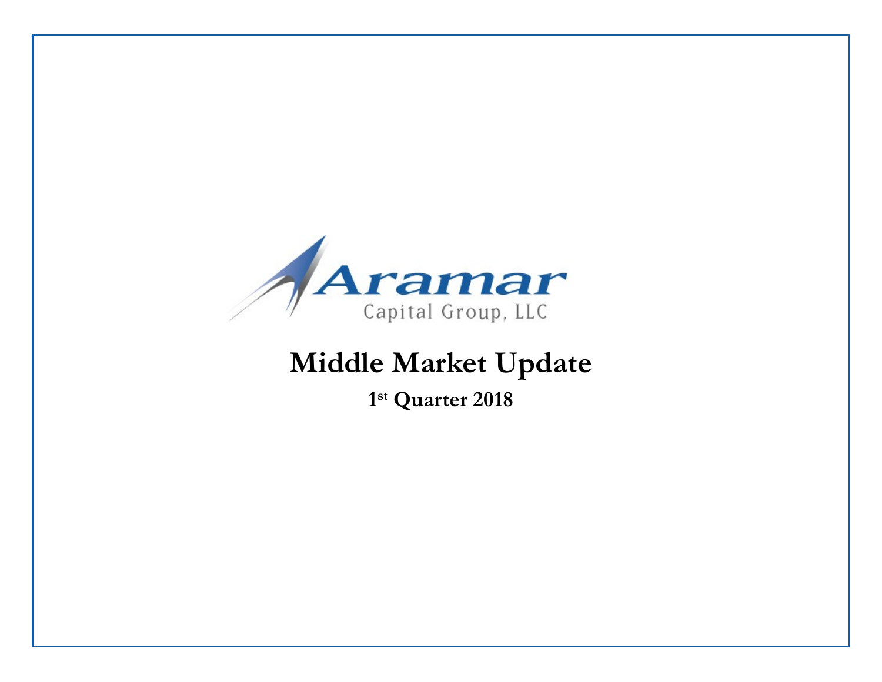Aramar

Capital Group, LLC

# Middle Market Update

## 1st Quarter 2018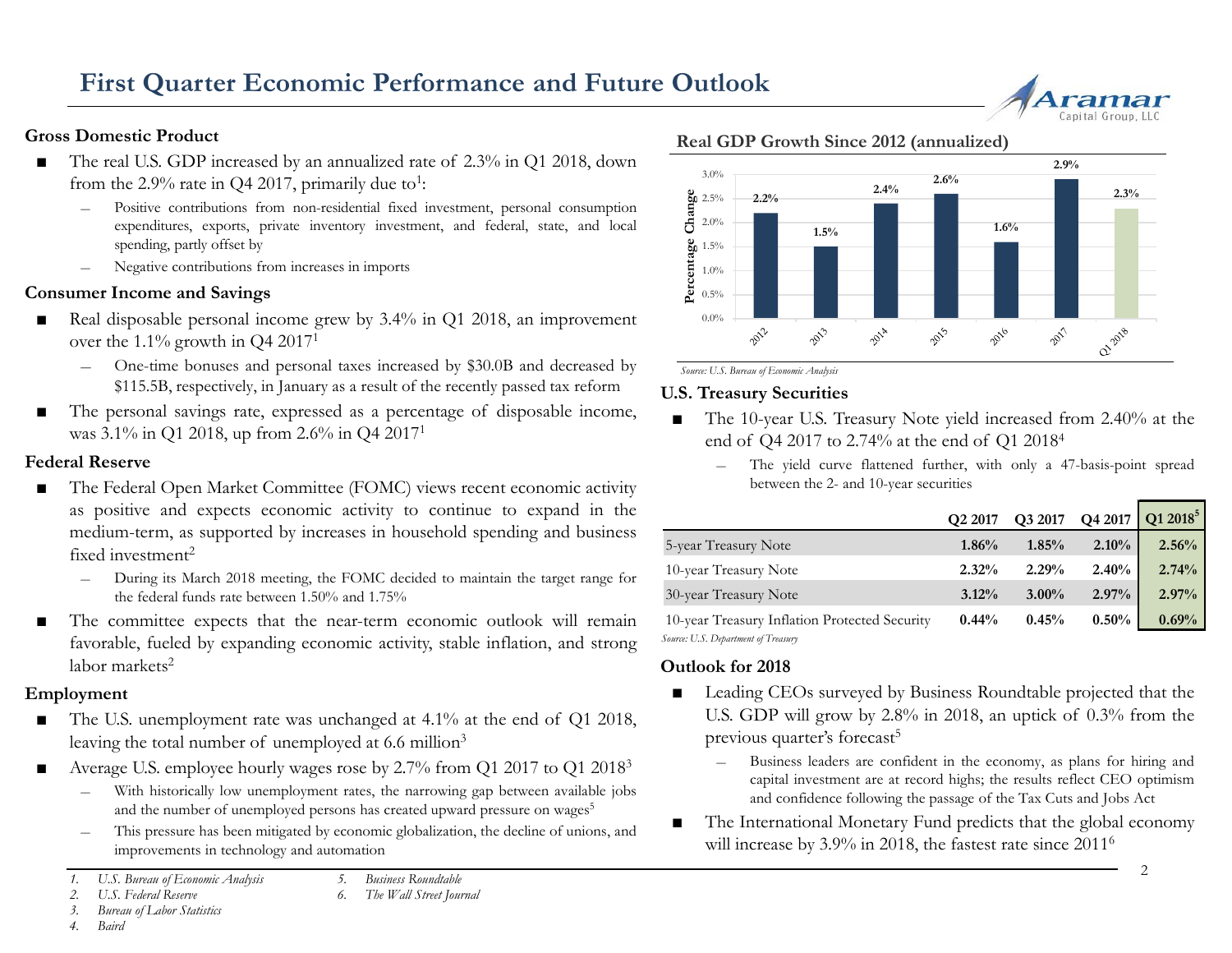# First Quarter Economic Performance and Future Outlook

## Gross Domestic Product

- The real U.S. GDP increased by an annualized rate of 2.3% in Q1 2018, down from the 2.9% rate in Q4 2017, primarily due to[1]:
  - Positive contributions from non-residential fixed investment, personal consumption expenditures, exports, private inventory investment, and federal, state, and local spending, partly offset by
  - Negative contributions from increases in imports

## Consumer Income and Savings

- Real disposable personal income grew by 3.4% in Q1 2018, an improvement over the 1.1% growth in Q4 2017[1]
  - One-time bonuses and personal taxes increased by $30.0B and decreased by $115.5B, respectively, in January as a result of the recently passed tax reform
- The personal savings rate, expressed as a percentage of disposable income, was 3.1% in Q1 2018, up from 2.6% in Q4 2017[1]

## Federal Reserve

- The Federal Open Market Committee (FOMC) views recent economic activity as positive and expects economic activity to continue to expand in the medium-term, as supported by increases in household spending and business fixed investment[2]
  - During its March 2018 meeting, the FOMC decided to maintain the target range for the federal funds rate between 1.50% and 1.75%
- The committee expects that the near-term economic outlook will remain favorable, fueled by expanding economic activity, stable inflation, and strong labor markets[2]

## Employment

- The U.S. unemployment rate was unchanged at 4.1% at the end of Q1 2018, leaving the total number of unemployed at 6.6 million[3]
- Average U.S. employee hourly wages rose by 2.7% from Q1 2017 to Q1 2018[3]
  - With historically low unemployment rates, the narrowing gap between available jobs and the number of unemployed persons has created upward pressure on wages[5]
  - This pressure has been mitigated by economic globalization, the decline of unions, and improvements in technology and automation

## Real GDP Growth Since 2012 (annualized)

| Period | Percentage Change |
|---|---|
| 2012 | 2.2% |
| 2013 | 1.5% |
| 2014 | 2.4% |
| 2015 | 2.6% |
| 2016 | 1.6% |
| 2017 | 2.9% |
| Q1 2018 | 2.3% |

*Source: U.S. Bureau of Economic Analysis*

## U.S. Treasury Securities

- The 10-year U.S. Treasury Note yield increased from 2.40% at the end of Q4 2017 to 2.74% at the end of Q1 2018[4]
  - The yield curve flattened further, with only a 47-basis-point spread between the 2- and 10-year securities

| | Q2 2017 | Q3 2017 | Q4 2017 | Q1 2018[5] |
|---|---|---|---|---|
| 5-year Treasury Note | **1.86%** | **1.85%** | **2.10%** | **2.56%** |
| 10-year Treasury Note | **2.32%** | **2.29%** | **2.40%** | **2.74%** |
| 30-year Treasury Note | **3.12%** | **3.00%** | **2.97%** | **2.97%** |
| 10-year Treasury Inflation Protected Security | **0.44%** | **0.45%** | **0.50%** | **0.69%** |

*Source: U.S. Department of Treasury*

## Outlook for 2018

- Leading CEOs surveyed by Business Roundtable projected that the U.S. GDP will grow by 2.8% in 2018, an uptick of 0.3% from the previous quarter's forecast[5]
  - Business leaders are confident in the economy, as plans for hiring and capital investment are at record highs; the results reflect CEO optimism and confidence following the passage of the Tax Cuts and Jobs Act
- The International Monetary Fund predicts that the global economy will increase by 3.9% in 2018, the fastest rate since 2011[6]

---

1. *U.S. Bureau of Economic Analysis*
2. *U.S. Federal Reserve*
3. *Bureau of Labor Statistics*
4. *Baird*
5. *Business Roundtable*
6. *The Wall Street Journal*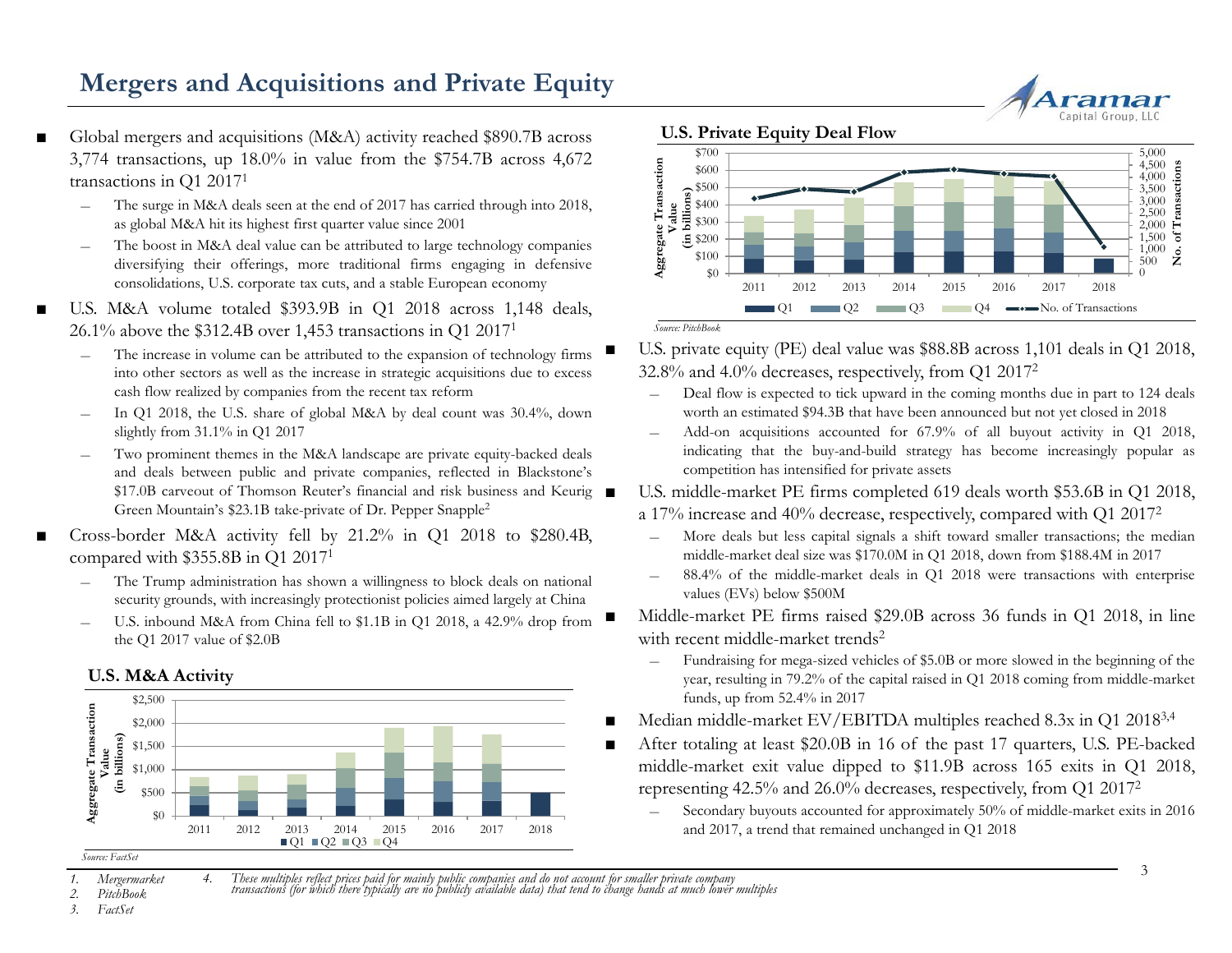# Mergers and Acquisitions and Private Equity

- Global mergers and acquisitions (M&A) activity reached $890.7B across 3,774 transactions, up 18.0% in value from the $754.7B across 4,672 transactions in Q1 2017[1]
  - The surge in M&A deals seen at the end of 2017 has carried through into 2018, as global M&A hit its highest first quarter value since 2001
  - The boost in M&A deal value can be attributed to large technology companies diversifying their offerings, more traditional firms engaging in defensive consolidations, U.S. corporate tax cuts, and a stable European economy
- U.S. M&A volume totaled $393.9B in Q1 2018 across 1,148 deals, 26.1% above the $312.4B over 1,453 transactions in Q1 2017[1]
  - The increase in volume can be attributed to the expansion of technology firms into other sectors as well as the increase in strategic acquisitions due to excess cash flow realized by companies from the recent tax reform
  - In Q1 2018, the U.S. share of global M&A by deal count was 30.4%, down slightly from 31.1% in Q1 2017
  - Two prominent themes in the M&A landscape are private equity-backed deals and deals between public and private companies, reflected in Blackstone's $17.0B carveout of Thomson Reuter's financial and risk business and Keurig Green Mountain's $23.1B take-private of Dr. Pepper Snapple[2]
- Cross-border M&A activity fell by 21.2% in Q1 2018 to $280.4B, compared with $355.8B in Q1 2017[1]
  - The Trump administration has shown a willingness to block deals on national security grounds, with increasingly protectionist policies aimed largely at China
  - U.S. inbound M&A from China fell to $1.1B in Q1 2018, a 42.9% drop from the Q1 2017 value of $2.0B

**U.S. M&A Activity**

*Source: FactSet*

**U.S. Private Equity Deal Flow**

*Source: PitchBook*

- U.S. private equity (PE) deal value was $88.8B across 1,101 deals in Q1 2018, 32.8% and 4.0% decreases, respectively, from Q1 2017[2]
  - Deal flow is expected to tick upward in the coming months due in part to 124 deals worth an estimated $94.3B that have been announced but not yet closed in 2018
  - Add-on acquisitions accounted for 67.9% of all buyout activity in Q1 2018, indicating that the buy-and-build strategy has become increasingly popular as competition has intensified for private assets
- U.S. middle-market PE firms completed 619 deals worth $53.6B in Q1 2018, a 17% increase and 40% decrease, respectively, compared with Q1 2017[2]
  - More deals but less capital signals a shift toward smaller transactions; the median middle-market deal size was $170.0M in Q1 2018, down from $188.4M in 2017
  - 88.4% of the middle-market deals in Q1 2018 were transactions with enterprise values (EVs) below $500M
- Middle-market PE firms raised $29.0B across 36 funds in Q1 2018, in line with recent middle-market trends[2]
  - Fundraising for mega-sized vehicles of $5.0B or more slowed in the beginning of the year, resulting in 79.2% of the capital raised in Q1 2018 coming from middle-market funds, up from 52.4% in 2017
- Median middle-market EV/EBITDA multiples reached 8.3x in Q1 2018[3,4]
- After totaling at least $20.0B in 16 of the past 17 quarters, U.S. PE-backed middle-market exit value dipped to $11.9B across 165 exits in Q1 2018, representing 42.5% and 26.0% decreases, respectively, from Q1 2017[2]
  - Secondary buyouts accounted for approximately 50% of middle-market exits in 2016 and 2017, a trend that remained unchanged in Q1 2018

1. *Mergermarket*
2. *PitchBook*
3. *FactSet*
4. *These multiples reflect prices paid for mainly public companies and do not account for smaller private company transactions (for which there typically are no publicly available data) that tend to change hands at much lower multiples*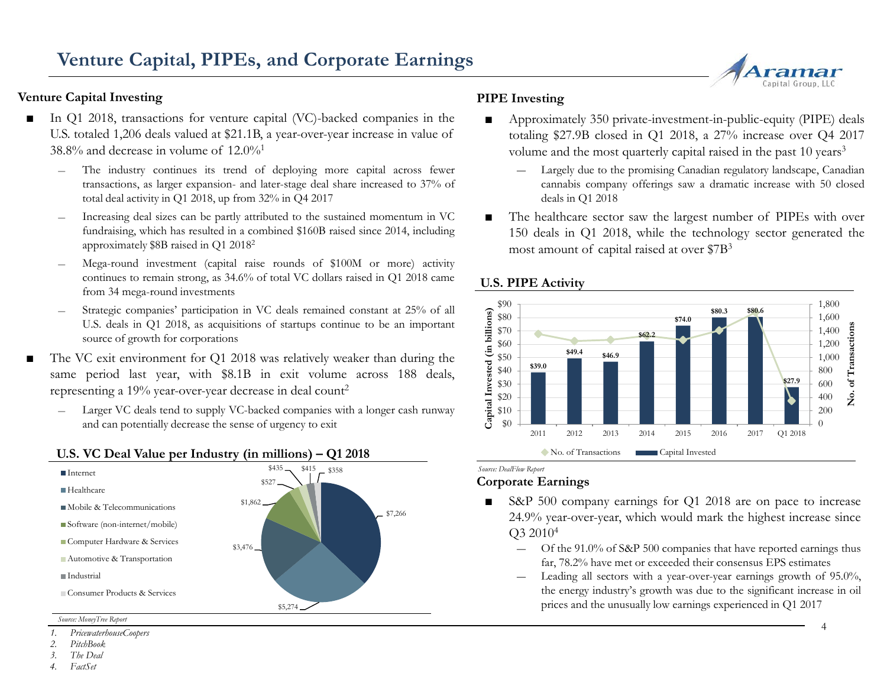# Venture Capital, PIPEs, and Corporate Earnings

## Venture Capital Investing

- In Q1 2018, transactions for venture capital (VC)-backed companies in the U.S. totaled 1,206 deals valued at $21.1B, a year-over-year increase in value of 38.8% and decrease in volume of 12.0%[1]
  - The industry continues its trend of deploying more capital across fewer transactions, as larger expansion- and later-stage deal share increased to 37% of total deal activity in Q1 2018, up from 32% in Q4 2017
  - Increasing deal sizes can be partly attributed to the sustained momentum in VC fundraising, which has resulted in a combined $160B raised since 2014, including approximately $8B raised in Q1 2018[2]
  - Mega-round investment (capital raise rounds of $100M or more) activity continues to remain strong, as 34.6% of total VC dollars raised in Q1 2018 came from 34 mega-round investments
  - Strategic companies' participation in VC deals remained constant at 25% of all U.S. deals in Q1 2018, as acquisitions of startups continue to be an important source of growth for corporations
- The VC exit environment for Q1 2018 was relatively weaker than during the same period last year, with $8.1B in exit volume across 188 deals, representing a 19% year-over-year decrease in deal count[2]
  - Larger VC deals tend to supply VC-backed companies with a longer cash runway and can potentially decrease the sense of urgency to exit

### U.S. VC Deal Value per Industry (in millions) – Q1 2018

| Industry | Deal Value |
|---|---|
| Internet | $7,266 |
| Healthcare | $5,274 |
| Mobile & Telecommunications | $3,476 |
| Software (non-internet/mobile) | $1,862 |
| Computer Hardware & Services | $527 |
| Automotive & Transportation | $435 |
| Industrial | $415 |
| Consumer Products & Services | $358 |

*Source: MoneyTree Report*

## PIPE Investing

- Approximately 350 private-investment-in-public-equity (PIPE) deals totaling $27.9B closed in Q1 2018, a 27% increase over Q4 2017 volume and the most quarterly capital raised in the past 10 years[3]
  - Largely due to the promising Canadian regulatory landscape, Canadian cannabis company offerings saw a dramatic increase with 50 closed deals in Q1 2018
- The healthcare sector saw the largest number of PIPEs with over 150 deals in Q1 2018, while the technology sector generated the most amount of capital raised at over $7B[3]

### U.S. PIPE Activity

| Period | Capital Invested (in billions) |
|---|---|
| 2011 | $39.0 |
| 2012 | $49.4 |
| 2013 | $46.9 |
| 2014 | $62.2 |
| 2015 | $74.0 |
| 2016 | $80.3 |
| 2017 | $80.6 |
| Q1 2018 | $27.9 |

*Source: DealFlow Report*

## Corporate Earnings

- S&P 500 company earnings for Q1 2018 are on pace to increase 24.9% year-over-year, which would mark the highest increase since Q3 2010[4]
  - Of the 91.0% of S&P 500 companies that have reported earnings thus far, 78.2% have met or exceeded their consensus EPS estimates
  - Leading all sectors with a year-over-year earnings growth of 95.0%, the energy industry's growth was due to the significant increase in oil prices and the unusually low earnings experienced in Q1 2017

1. *PricewaterhouseCoopers*
2. *PitchBook*
3. *The Deal*
4. *FactSet*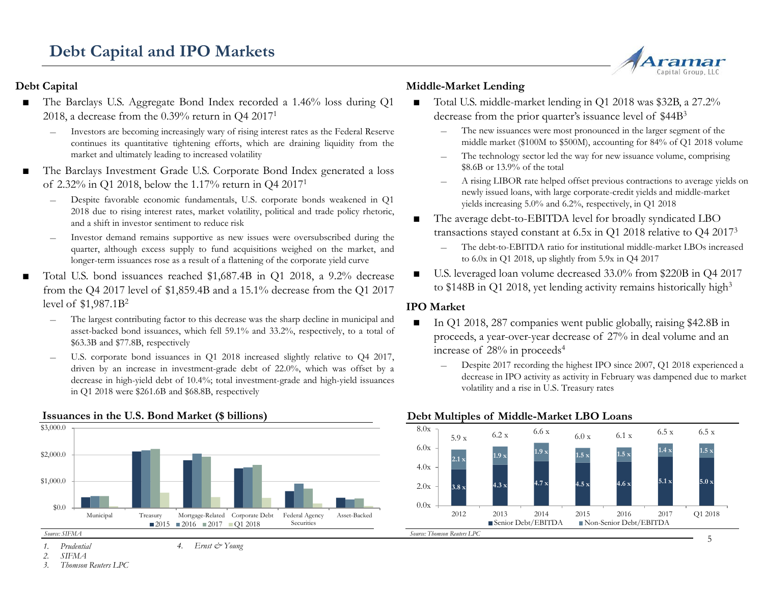# Debt Capital and IPO Markets

## Debt Capital

- The Barclays U.S. Aggregate Bond Index recorded a 1.46% loss during Q1 2018, a decrease from the 0.39% return in Q4 2017[1]
  - Investors are becoming increasingly wary of rising interest rates as the Federal Reserve continues its quantitative tightening efforts, which are draining liquidity from the market and ultimately leading to increased volatility
- The Barclays Investment Grade U.S. Corporate Bond Index generated a loss of 2.32% in Q1 2018, below the 1.17% return in Q4 2017[1]
  - Despite favorable economic fundamentals, U.S. corporate bonds weakened in Q1 2018 due to rising interest rates, market volatility, political and trade policy rhetoric, and a shift in investor sentiment to reduce risk
  - Investor demand remains supportive as new issues were oversubscribed during the quarter, although excess supply to fund acquisitions weighed on the market, and longer-term issuances rose as a result of a flattening of the corporate yield curve
- Total U.S. bond issuances reached $1,687.4B in Q1 2018, a 9.2% decrease from the Q4 2017 level of $1,859.4B and a 15.1% decrease from the Q1 2017 level of $1,987.1B[2]
  - The largest contributing factor to this decrease was the sharp decline in municipal and asset-backed bond issuances, which fell 59.1% and 33.2%, respectively, to a total of $63.3B and $77.8B, respectively
  - U.S. corporate bond issuances in Q1 2018 increased slightly relative to Q4 2017, driven by an increase in investment-grade debt of 22.0%, which was offset by a decrease in high-yield debt of 10.4%; total investment-grade and high-yield issuances in Q1 2018 were $261.6B and $68.8B, respectively

## Middle-Market Lending

- Total U.S. middle-market lending in Q1 2018 was $32B, a 27.2% decrease from the prior quarter's issuance level of $44B[3]
  - The new issuances were most pronounced in the larger segment of the middle market ($100M to $500M), accounting for 84% of Q1 2018 volume
  - The technology sector led the way for new issuance volume, comprising $8.6B or 13.9% of the total
  - A rising LIBOR rate helped offset previous contractions to average yields on newly issued loans, with large corporate-credit yields and middle-market yields increasing 5.0% and 6.2%, respectively, in Q1 2018
- The average debt-to-EBITDA level for broadly syndicated LBO transactions stayed constant at 6.5x in Q1 2018 relative to Q4 2017[3]
  - The debt-to-EBITDA ratio for institutional middle-market LBOs increased to 6.0x in Q1 2018, up slightly from 5.9x in Q4 2017
- U.S. leveraged loan volume decreased 33.0% from $220B in Q4 2017 to $148B in Q1 2018, yet lending activity remains historically high[3]

## IPO Market

- In Q1 2018, 287 companies went public globally, raising $42.8B in proceeds, a year-over-year decrease of 27% in deal volume and an increase of 28% in proceeds[4]
  - Despite 2017 recording the highest IPO since 2007, Q1 2018 experienced a decrease in IPO activity as activity in February was dampened due to market volatility and a rise in U.S. Treasury rates

### Issuances in the U.S. Bond Market ($ billions)

Categories: Municipal, Treasury, Mortgage-Related, Corporate Debt, Federal Agency Securities, Asset-Backed; Series: 2015, 2016, 2017, Q1 2018

*Source: SIFMA*

### Debt Multiples of Middle-Market LBO Loans

| | 2012 | 2013 | 2014 | 2015 | 2016 | 2017 | Q1 2018 |
|---|---|---|---|---|---|---|---|
| Senior Debt/EBITDA | 3.8 x | 4.3 x | 4.7 x | 4.5 x | 4.6 x | 5.1 x | 5.0 x |
| Non-Senior Debt/EBITDA | 2.1 x | 1.9 x | 1.9 x | 1.5 x | 1.5 x | 1.4 x | 1.5 x |
| Total | 5.9 x | 6.2 x | 6.6 x | 6.0 x | 6.1 x | 6.5 x | 6.5 x |

*Source: Thomson Reuters LPC*

1. *Prudential*
2. *SIFMA*
3. *Thomson Reuters LPC*
4. *Ernst & Young*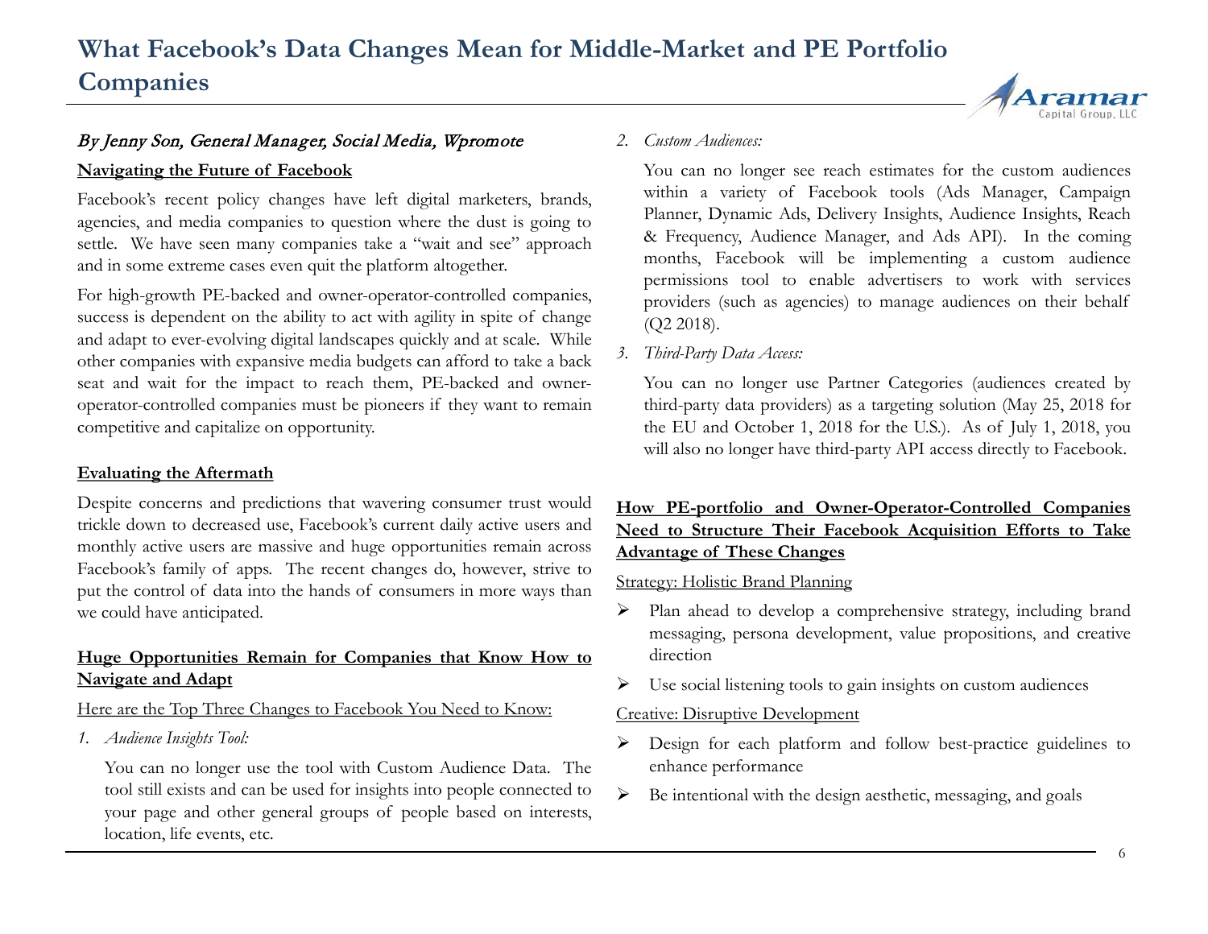# What Facebook's Data Changes Mean for Middle-Market and PE Portfolio Companies

*By Jenny Son, General Manager, Social Media, Wpromote*

**Navigating the Future of Facebook**

Facebook's recent policy changes have left digital marketers, brands, agencies, and media companies to question where the dust is going to settle. We have seen many companies take a "wait and see" approach and in some extreme cases even quit the platform altogether.

For high-growth PE-backed and owner-operator-controlled companies, success is dependent on the ability to act with agility in spite of change and adapt to ever-evolving digital landscapes quickly and at scale. While other companies with expansive media budgets can afford to take a back seat and wait for the impact to reach them, PE-backed and owner-operator-controlled companies must be pioneers if they want to remain competitive and capitalize on opportunity.

**Evaluating the Aftermath**

Despite concerns and predictions that wavering consumer trust would trickle down to decreased use, Facebook's current daily active users and monthly active users are massive and huge opportunities remain across Facebook's family of apps. The recent changes do, however, strive to put the control of data into the hands of consumers in more ways than we could have anticipated.

**Huge Opportunities Remain for Companies that Know How to Navigate and Adapt**

Here are the Top Three Changes to Facebook You Need to Know:

1. *Audience Insights Tool:*

   You can no longer use the tool with Custom Audience Data. The tool still exists and can be used for insights into people connected to your page and other general groups of people based on interests, location, life events, etc.

2. *Custom Audiences:*

   You can no longer see reach estimates for the custom audiences within a variety of Facebook tools (Ads Manager, Campaign Planner, Dynamic Ads, Delivery Insights, Audience Insights, Reach & Frequency, Audience Manager, and Ads API). In the coming months, Facebook will be implementing a custom audience permissions tool to enable advertisers to work with services providers (such as agencies) to manage audiences on their behalf (Q2 2018).

3. *Third-Party Data Access:*

   You can no longer use Partner Categories (audiences created by third-party data providers) as a targeting solution (May 25, 2018 for the EU and October 1, 2018 for the U.S.). As of July 1, 2018, you will also no longer have third-party API access directly to Facebook.

**How PE-portfolio and Owner-Operator-Controlled Companies Need to Structure Their Facebook Acquisition Efforts to Take Advantage of These Changes**

Strategy: Holistic Brand Planning

- Plan ahead to develop a comprehensive strategy, including brand messaging, persona development, value propositions, and creative direction
- Use social listening tools to gain insights on custom audiences

Creative: Disruptive Development

- Design for each platform and follow best-practice guidelines to enhance performance
- Be intentional with the design aesthetic, messaging, and goals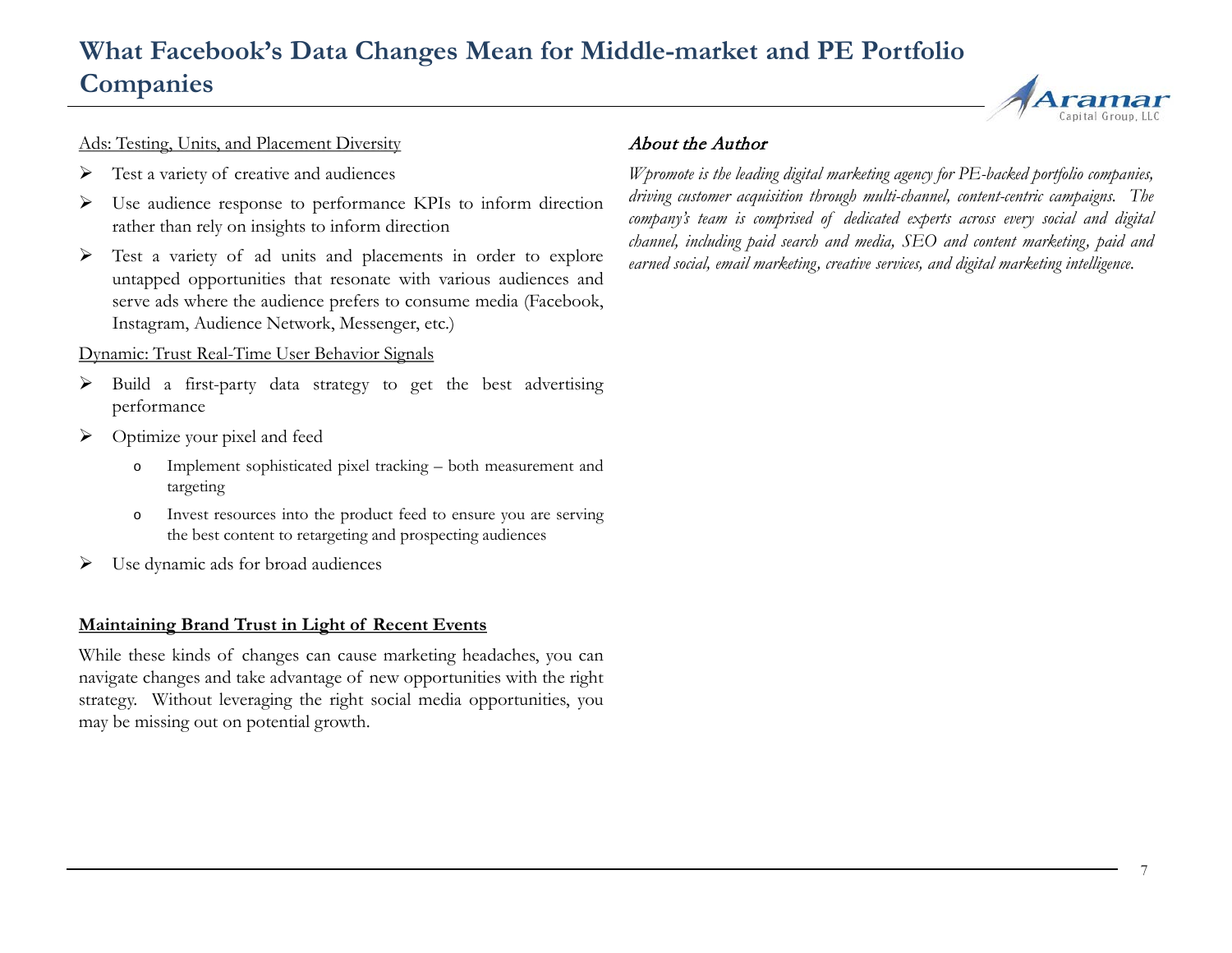Ads: Testing, Units, and Placement Diversity

- Test a variety of creative and audiences
- Use audience response to performance KPIs to inform direction rather than rely on insights to inform direction
- Test a variety of ad units and placements in order to explore untapped opportunities that resonate with various audiences and serve ads where the audience prefers to consume media (Facebook, Instagram, Audience Network, Messenger, etc.)

Dynamic: Trust Real-Time User Behavior Signals

- Build a first-party data strategy to get the best advertising performance
- Optimize your pixel and feed
  - Implement sophisticated pixel tracking – both measurement and targeting
  - Invest resources into the product feed to ensure you are serving the best content to retargeting and prospecting audiences
- Use dynamic ads for broad audiences

**Maintaining Brand Trust in Light of Recent Events**

While these kinds of changes can cause marketing headaches, you can navigate changes and take advantage of new opportunities with the right strategy. Without leveraging the right social media opportunities, you may be missing out on potential growth.

### *About the Author*

*Wpromote is the leading digital marketing agency for PE-backed portfolio companies, driving customer acquisition through multi-channel, content-centric campaigns. The company's team is comprised of dedicated experts across every social and digital channel, including paid search and media, SEO and content marketing, paid and earned social, email marketing, creative services, and digital marketing intelligence.*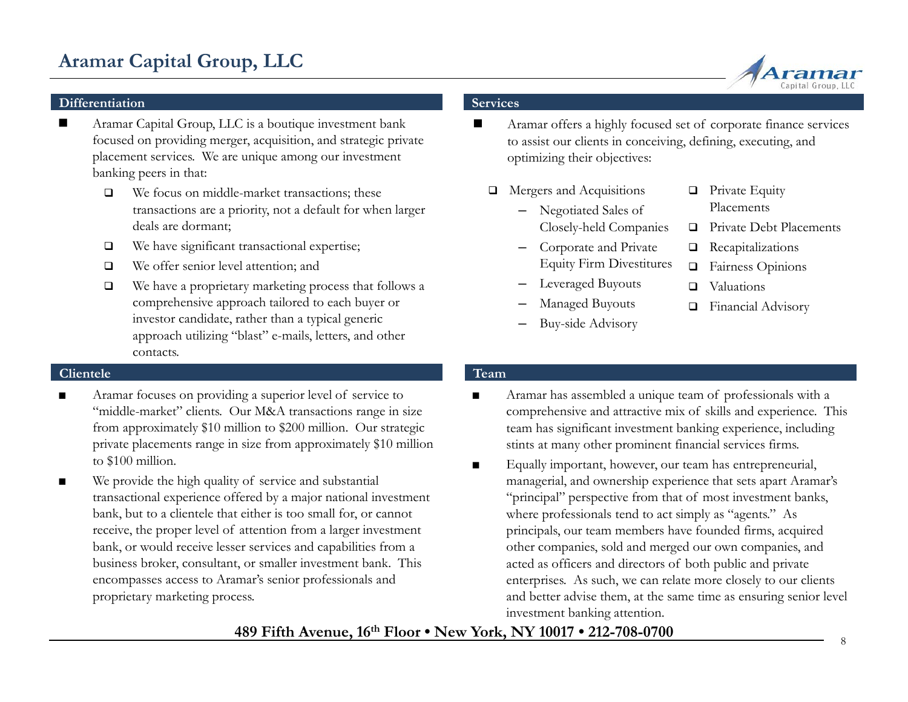# Aramar Capital Group, LLC

## Differentiation

- Aramar Capital Group, LLC is a boutique investment bank focused on providing merger, acquisition, and strategic private placement services. We are unique among our investment banking peers in that:
  - We focus on middle-market transactions; these transactions are a priority, not a default for when larger deals are dormant;
  - We have significant transactional expertise;
  - We offer senior level attention; and
  - We have a proprietary marketing process that follows a comprehensive approach tailored to each buyer or investor candidate, rather than a typical generic approach utilizing "blast" e-mails, letters, and other contacts.

## Clientele

- Aramar focuses on providing a superior level of service to "middle-market" clients. Our M&A transactions range in size from approximately $10 million to $200 million. Our strategic private placements range in size from approximately $10 million to $100 million.
- We provide the high quality of service and substantial transactional experience offered by a major national investment bank, but to a clientele that either is too small for, or cannot receive, the proper level of attention from a larger investment bank, or would receive lesser services and capabilities from a business broker, consultant, or smaller investment bank. This encompasses access to Aramar's senior professionals and proprietary marketing process.

## Services

- Aramar offers a highly focused set of corporate finance services to assist our clients in conceiving, defining, executing, and optimizing their objectives:
  - Mergers and Acquisitions
    - Negotiated Sales of Closely-held Companies
    - Corporate and Private Equity Firm Divestitures
    - Leveraged Buyouts
    - Managed Buyouts
    - Buy-side Advisory
  - Private Equity Placements
  - Private Debt Placements
  - Recapitalizations
  - Fairness Opinions
  - Valuations
  - Financial Advisory

## Team

- Aramar has assembled a unique team of professionals with a comprehensive and attractive mix of skills and experience. This team has significant investment banking experience, including stints at many other prominent financial services firms.
- Equally important, however, our team has entrepreneurial, managerial, and ownership experience that sets apart Aramar's "principal" perspective from that of most investment banks, where professionals tend to act simply as "agents." As principals, our team members have founded firms, acquired other companies, sold and merged our own companies, and acted as officers and directors of both public and private enterprises. As such, we can relate more closely to our clients and better advise them, at the same time as ensuring senior level investment banking attention.

**489 Fifth Avenue, 16th Floor • New York, NY 10017 • 212-708-0700**